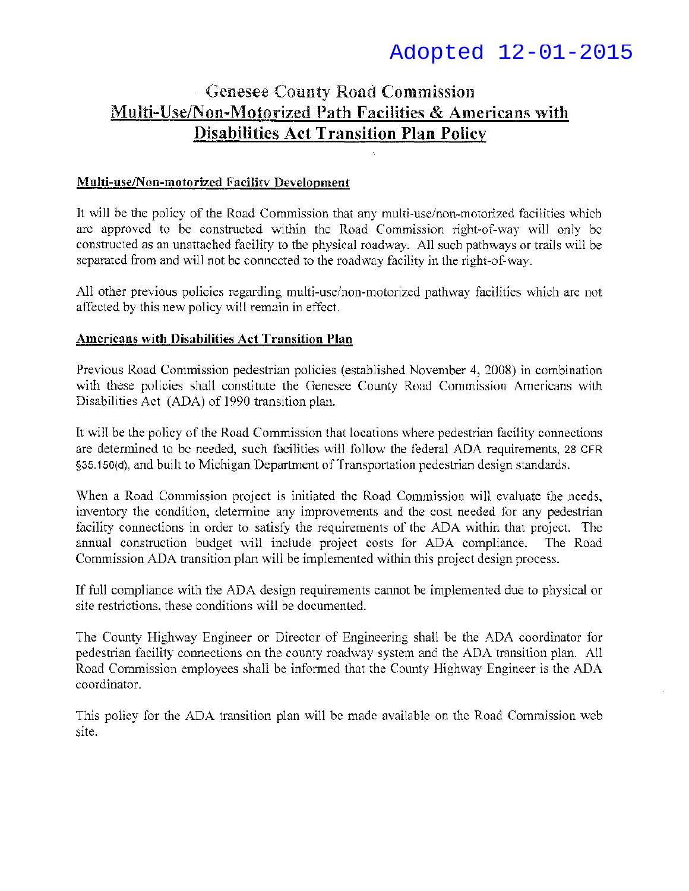Adopted 12-01-2015

# Genesee County Road Commission

# Multi-Use/Non-Motorized Path Facilities & Americans with Disabilities Act Transition Plan Policy

## Multi-use/Non-motorized Facility Development

It will be the policy of the Road Commission that any multi-use/non-motorized facilities which are approved to be constructed within the Road Commission right-of-way will only be constructed as an unattached facility to the physical roadway. All such pathways or trails will be separated from and will not be connected to the roadway facility in the right-of-way.

All other previous policies regarding multi-use/non-motorized pathway facilities which are not affected by this new policy will remain in effect.

## Americans with Disabilities Act Transition Plan

Previous Road Commission pedestrian policies (established November 4, 2008) in combination with these policies shall constitute the Genesee County Road Commission Americans with Disabilities Act (ADA) of 1990 transition plan.

It will be the policy of the Road Commission that locations where pedestrian facility connections are determined to be needed, such facilities will follow the federal ADA requirements, 28 CFR §35.150(d), and built to Michigan Department of Transportation pedestrian design standards.

When a Road Commission project is initiated the Road Commission will evaluate the needs, inventory the condition, determine any improvements and the cost needed for any pedestrian facility connections in order to satisfy the requirements of the ADA within that project. The annual construction budget will include project costs for ADA compliance. The Road Commission ADA transition plan will be implemented within this project design process.

If full compliance with the ADA design requirements cannot be implemented due to physical or site restrictions, these conditions will be documented.

The County Highway Engineer or Director of Engineering shall be the ADA coordinator for pedestrian facility connections on the county roadway system and the ADA transition plan. All Road Commission employees shall be informed that the County Highway Engineer is the ADA coordinator.

This policy for the ADA transition plan will be made available on the Road Commission web site.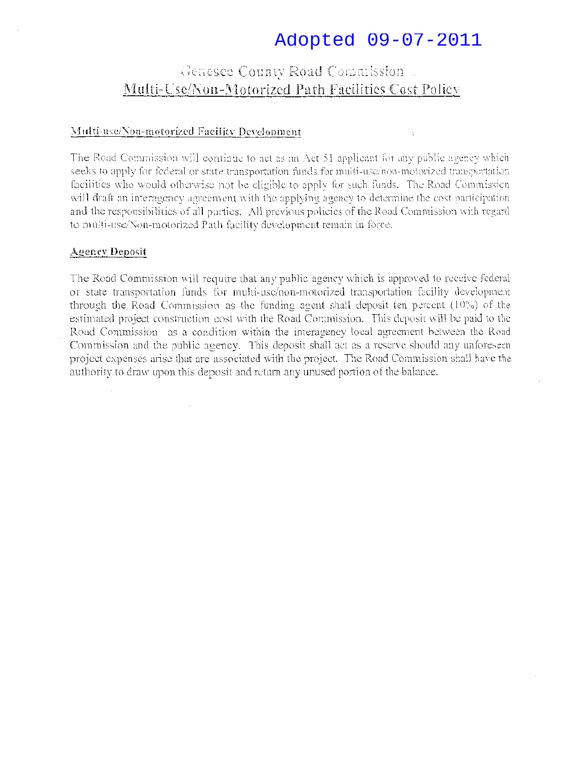Adopted 09-07-2011

# Genesee County Road Commission
## Multi-Use/Non-Motorized Path Facilities Cost Policy

### Multi-use/Non-motorized Facility Development

The Road Commission will continue to act as an Act 51 applicant for any public agency which seeks to apply for federal or state transportation funds for multi-use/non-motorized transportation facilities who would otherwise not be eligible to apply for such funds. The Road Commission will draft an interagency agreement with the applying agency to determine the cost participation and the responsibilities of all parties. All previous policies of the Road Commission with regard to multi-use/Non-motorized Path facility development remain in force.

### Agency Deposit

The Road Commission will require that any public agency which is approved to receive federal or state transportation funds for multi-use/non-motorized transportation facility development through the Road Commission as the funding agent shall deposit ten percent (10%) of the estimated project construction cost with the Road Commission. This deposit will be paid to the Road Commission as a condition within the interagency local agreement between the Road Commission and the public agency. This deposit shall act as a reserve should any unforeseen project expenses arise that are associated with the project. The Road Commission shall have the authority to draw upon this deposit and return any unused portion of the balance.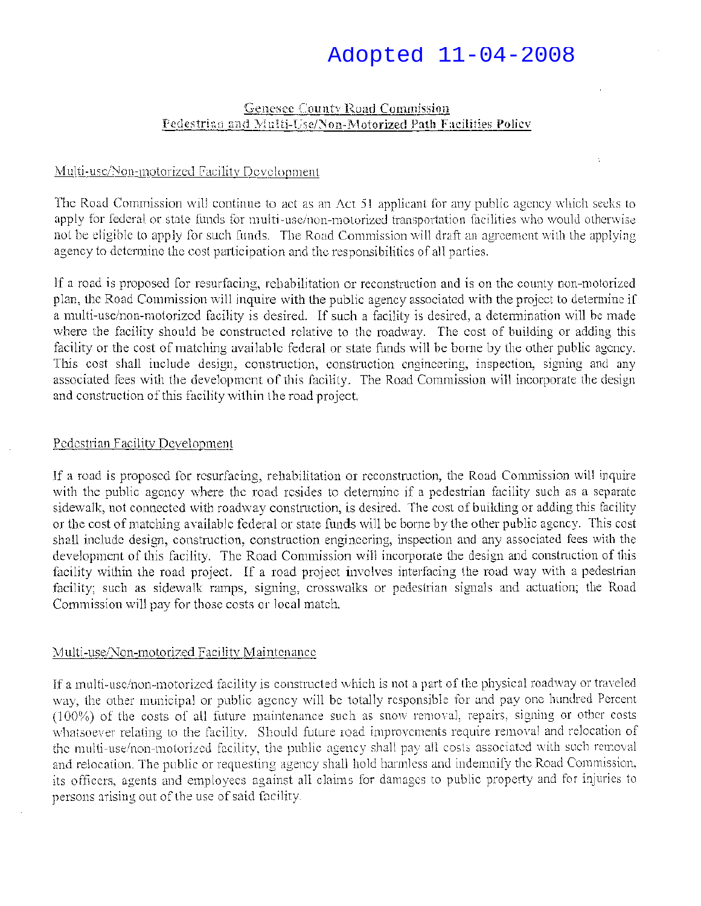# Adopted 11-04-2008

## Genesee County Road Commission
## Pedestrian and Multi-Use/Non-Motorized Path Facilities Policy

### Multi-use/Non-motorized Facility Development

The Road Commission will continue to act as an Act 51 applicant for any public agency which seeks to apply for federal or state funds for multi-use/non-motorized transportation facilities who would otherwise not be eligible to apply for such funds. The Road Commission will draft an agreement with the applying agency to determine the cost participation and the responsibilities of all parties.

If a road is proposed for resurfacing, rehabilitation or reconstruction and is on the county non-motorized plan, the Road Commission will inquire with the public agency associated with the project to determine if a multi-use/non-motorized facility is desired. If such a facility is desired, a determination will be made where the facility should be constructed relative to the roadway. The cost of building or adding this facility or the cost of matching available federal or state funds will be borne by the other public agency. This cost shall include design, construction, construction engineering, inspection, signing and any associated fees with the development of this facility. The Road Commission will incorporate the design and construction of this facility within the road project.

### Pedestrian Facility Development

If a road is proposed for resurfacing, rehabilitation or reconstruction, the Road Commission will inquire with the public agency where the road resides to determine if a pedestrian facility such as a separate sidewalk, not connected with roadway construction, is desired. The cost of building or adding this facility or the cost of matching available federal or state funds will be borne by the other public agency. This cost shall include design, construction, construction engineering, inspection and any associated fees with the development of this facility. The Road Commission will incorporate the design and construction of this facility within the road project. If a road project involves interfacing the road way with a pedestrian facility; such as sidewalk ramps, signing, crosswalks or pedestrian signals and actuation; the Road Commission will pay for those costs or local match.

### Multi-use/Non-motorized Facility Maintenance

If a multi-use/non-motorized facility is constructed which is not a part of the physical roadway or traveled way, the other municipal or public agency will be totally responsible for and pay one hundred Percent (100%) of the costs of all future maintenance such as snow removal, repairs, signing or other costs whatsoever relating to the facility. Should future road improvements require removal and relocation of the multi-use/non-motorized facility, the public agency shall pay all costs associated with such removal and relocation. The public or requesting agency shall hold harmless and indemnify the Road Commission, its officers, agents and employees against all claims for damages to public property and for injuries to persons arising out of the use of said facility.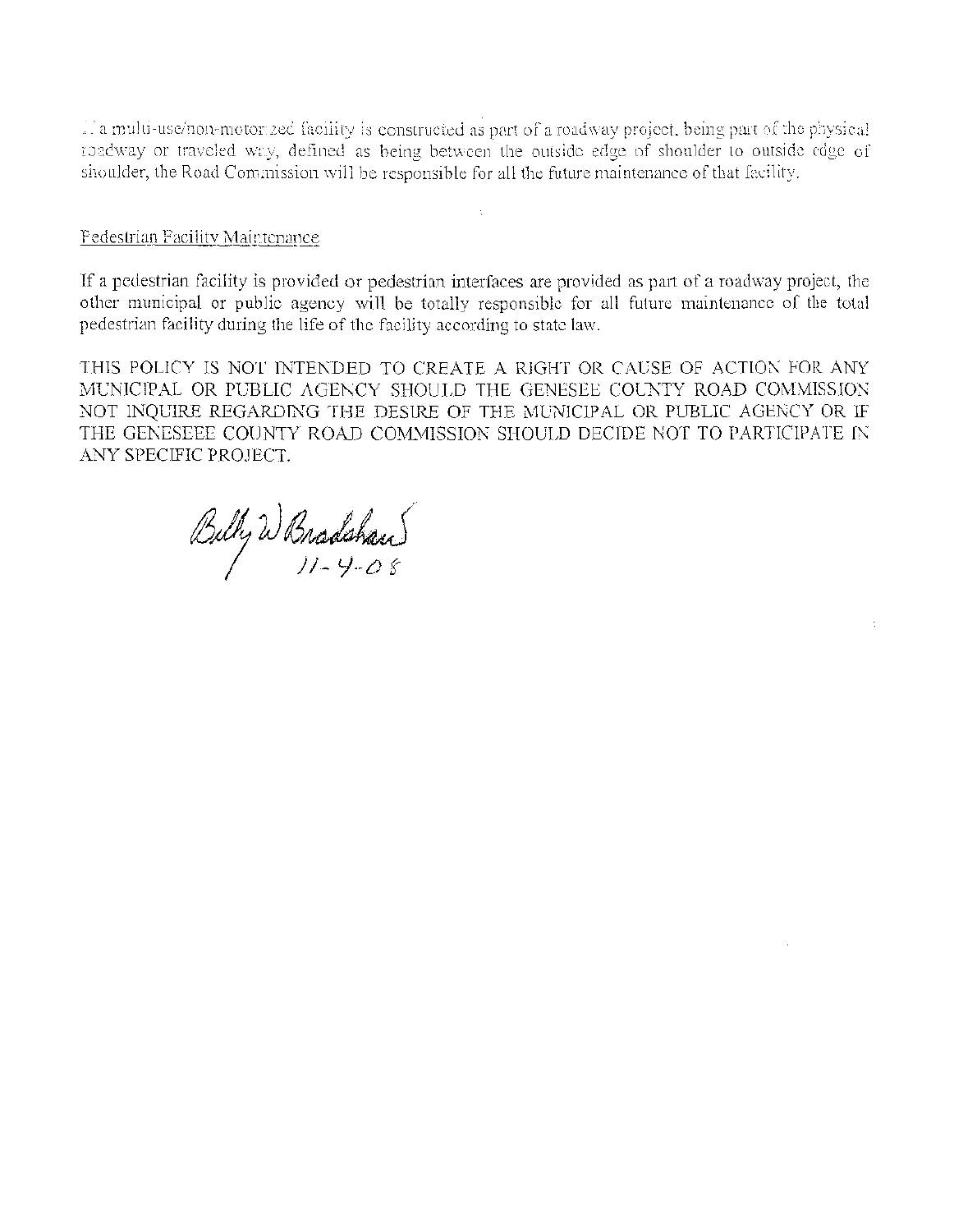If a multi-use/non-motorized facility is constructed as part of a roadway project, being part of the physical roadway or traveled way, defined as being between the outside edge of shoulder to outside edge of shoulder, the Road Commission will be responsible for all the future maintenance of that facility.

Pedestrian Facility Maintenance

If a pedestrian facility is provided or pedestrian interfaces are provided as part of a roadway project, the other municipal or public agency will be totally responsible for all future maintenance of the total pedestrian facility during the life of the facility according to state law.

THIS POLICY IS NOT INTENDED TO CREATE A RIGHT OR CAUSE OF ACTION FOR ANY MUNICIPAL OR PUBLIC AGENCY SHOULD THE GENESEE COUNTY ROAD COMMISSION NOT INQUIRE REGARDING THE DESIRE OF THE MUNICIPAL OR PUBLIC AGENCY OR IF THE GENESEEE COUNTY ROAD COMMISSION SHOULD DECIDE NOT TO PARTICIPATE IN ANY SPECIFIC PROJECT.

Billy W Bradshaw
11-4-08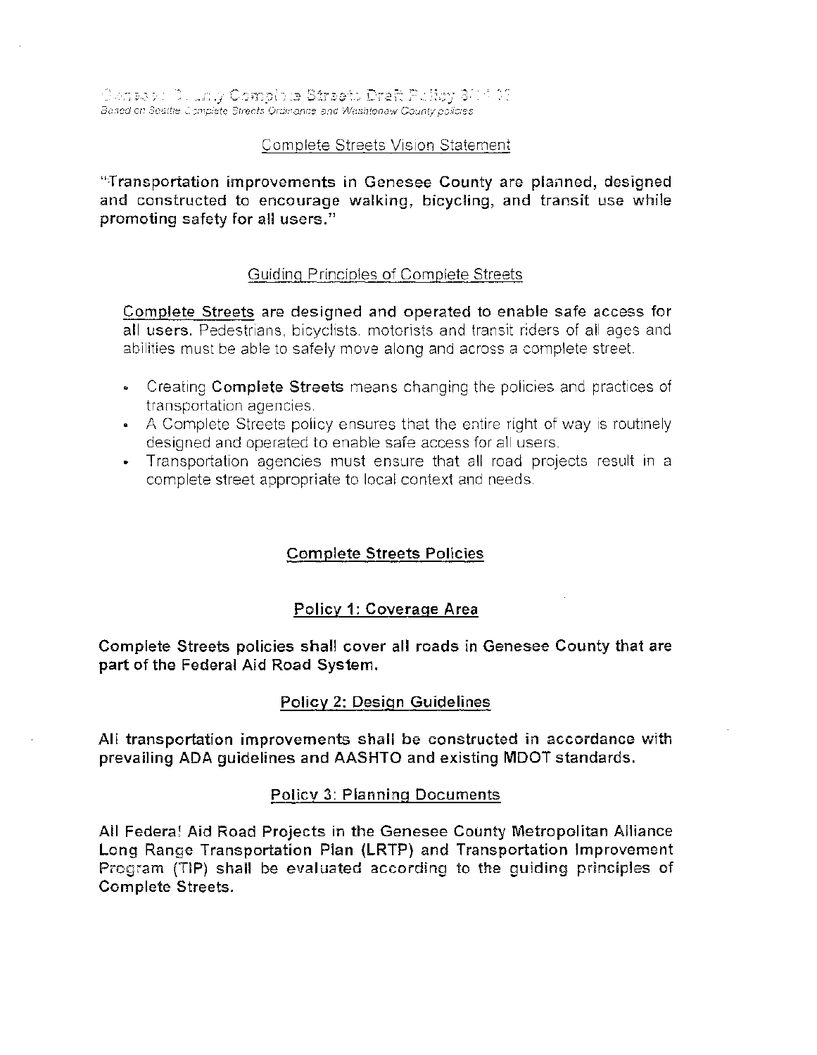Genesee County Complete Streets Draft Policy 3/1/10
*Based on Seattle Complete Streets Ordinance and Washtenaw County policies*

Complete Streets Vision Statement

**"Transportation improvements in Genesee County are planned, designed and constructed to encourage walking, bicycling, and transit use while promoting safety for all users."**

Guiding Principles of Complete Streets

**Complete Streets are designed and operated to enable safe access for all users.** Pedestrians, bicyclists, motorists and transit riders of all ages and abilities must be able to safely move along and across a complete street.

- Creating **Complete Streets** means changing the policies and practices of transportation agencies.
- A Complete Streets policy ensures that the entire right of way is routinely designed and operated to enable safe access for all users.
- Transportation agencies must ensure that all road projects result in a complete street appropriate to local context and needs.

## Complete Streets Policies

### Policy 1: Coverage Area

**Complete Streets policies shall cover all roads in Genesee County that are part of the Federal Aid Road System.**

### Policy 2: Design Guidelines

**All transportation improvements shall be constructed in accordance with prevailing ADA guidelines and AASHTO and existing MDOT standards.**

### Policy 3: Planning Documents

**All Federal Aid Road Projects in the Genesee County Metropolitan Alliance Long Range Transportation Plan (LRTP) and Transportation Improvement Program (TIP) shall be evaluated according to the guiding principles of Complete Streets.**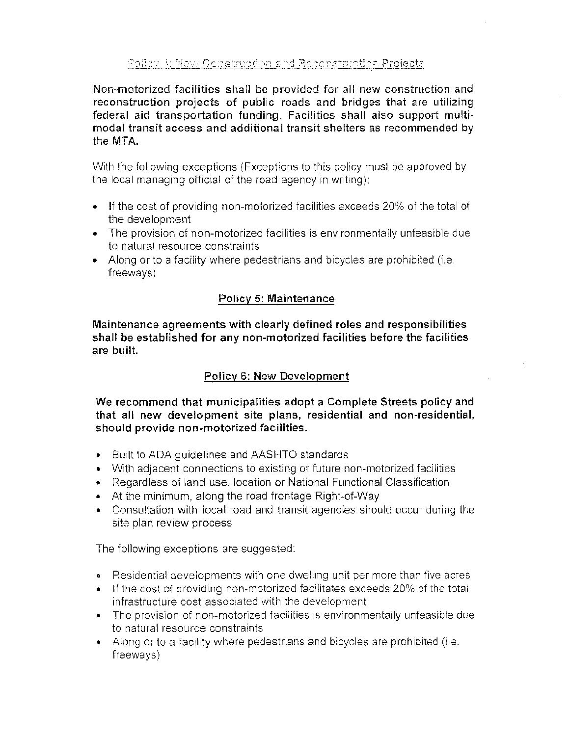## Policy 4: New Construction and Reconstruction Projects

**Non-motorized facilities shall be provided for all new construction and reconstruction projects of public roads and bridges that are utilizing federal aid transportation funding. Facilities shall also support multi-modal transit access and additional transit shelters as recommended by the MTA.**

With the following exceptions (Exceptions to this policy must be approved by the local managing official of the road agency in writing):

- If the cost of providing non-motorized facilities exceeds 20% of the total of the development
- The provision of non-motorized facilities is environmentally unfeasible due to natural resource constraints
- Along or to a facility where pedestrians and bicycles are prohibited (i.e. freeways)

## Policy 5: Maintenance

**Maintenance agreements with clearly defined roles and responsibilities shall be established for any non-motorized facilities before the facilities are built.**

## Policy 6: New Development

**We recommend that municipalities adopt a Complete Streets policy and that all new development site plans, residential and non-residential, should provide non-motorized facilities.**

- Built to ADA guidelines and AASHTO standards
- With adjacent connections to existing or future non-motorized facilities
- Regardless of land use, location or National Functional Classification
- At the minimum, along the road frontage Right-of-Way
- Consultation with local road and transit agencies should occur during the site plan review process

The following exceptions are suggested:

- Residential developments with one dwelling unit per more than five acres
- If the cost of providing non-motorized facilitates exceeds 20% of the total infrastructure cost associated with the development
- The provision of non-motorized facilities is environmentally unfeasible due to natural resource constraints
- Along or to a facility where pedestrians and bicycles are prohibited (i.e. freeways)